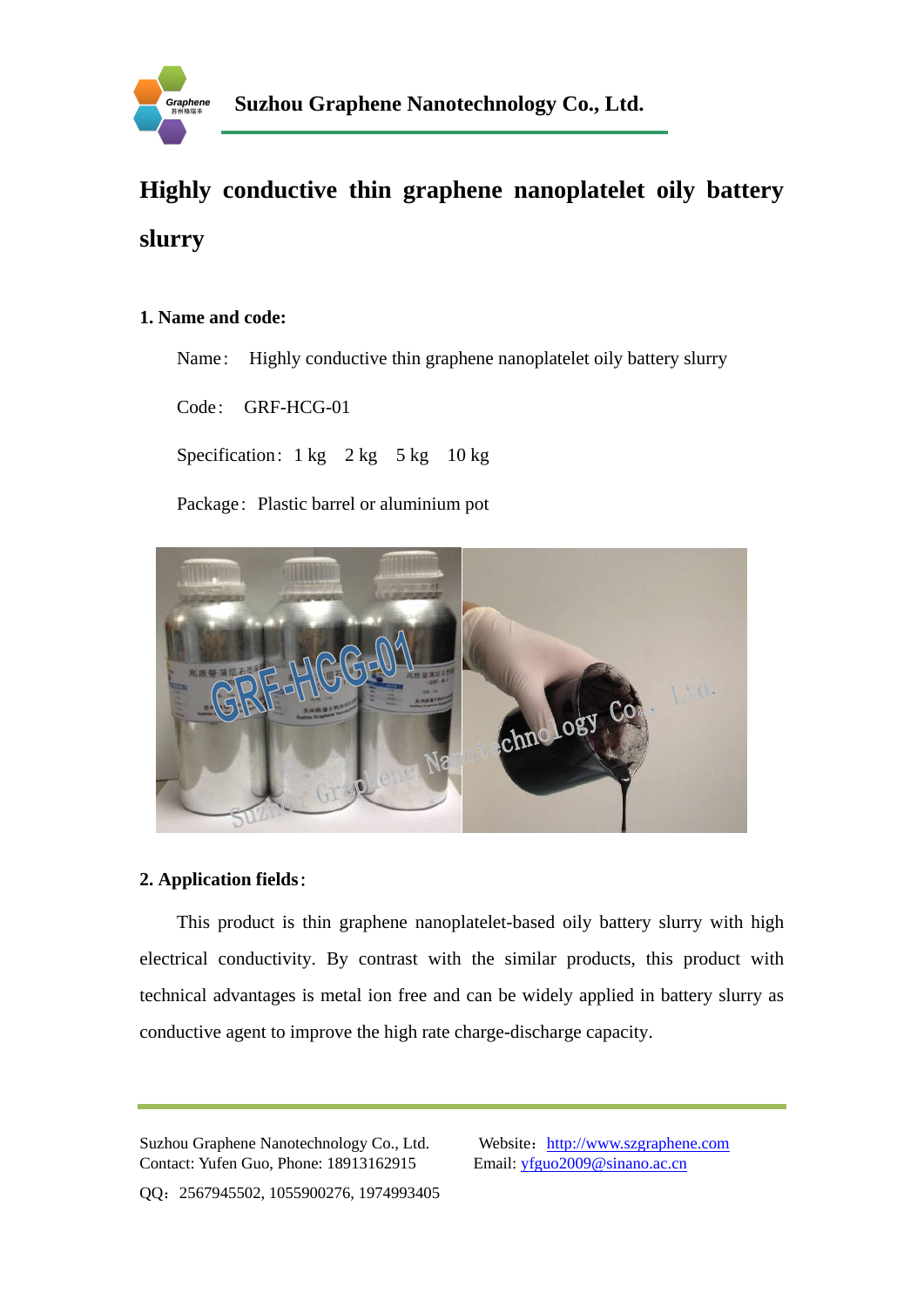Suzhou Graphene Nanotechnology Co., Ltd.

# Highly conductive thin graphene nanoplatelet oily battery slurry

## 1. Name and code:

Name： Highly conductive thin graphene nanoplatelet oily battery slurry

Code： GRF-HCG-01

Specification：1 kg  2 kg  5 kg  10 kg

Package： Plastic barrel or aluminium pot

## 2. Application fields：

This product is thin graphene nanoplatelet-based oily battery slurry with high electrical conductivity. By contrast with the similar products, this product with technical advantages is metal ion free and can be widely applied in battery slurry as conductive agent to improve the high rate charge-discharge capacity.

Suzhou Graphene Nanotechnology Co., Ltd.  Website：http://www.szgraphene.com
Contact: Yufen Guo, Phone: 18913162915  Email: yfguo2009@sinano.ac.cn
QQ：2567945502, 1055900276, 1974993405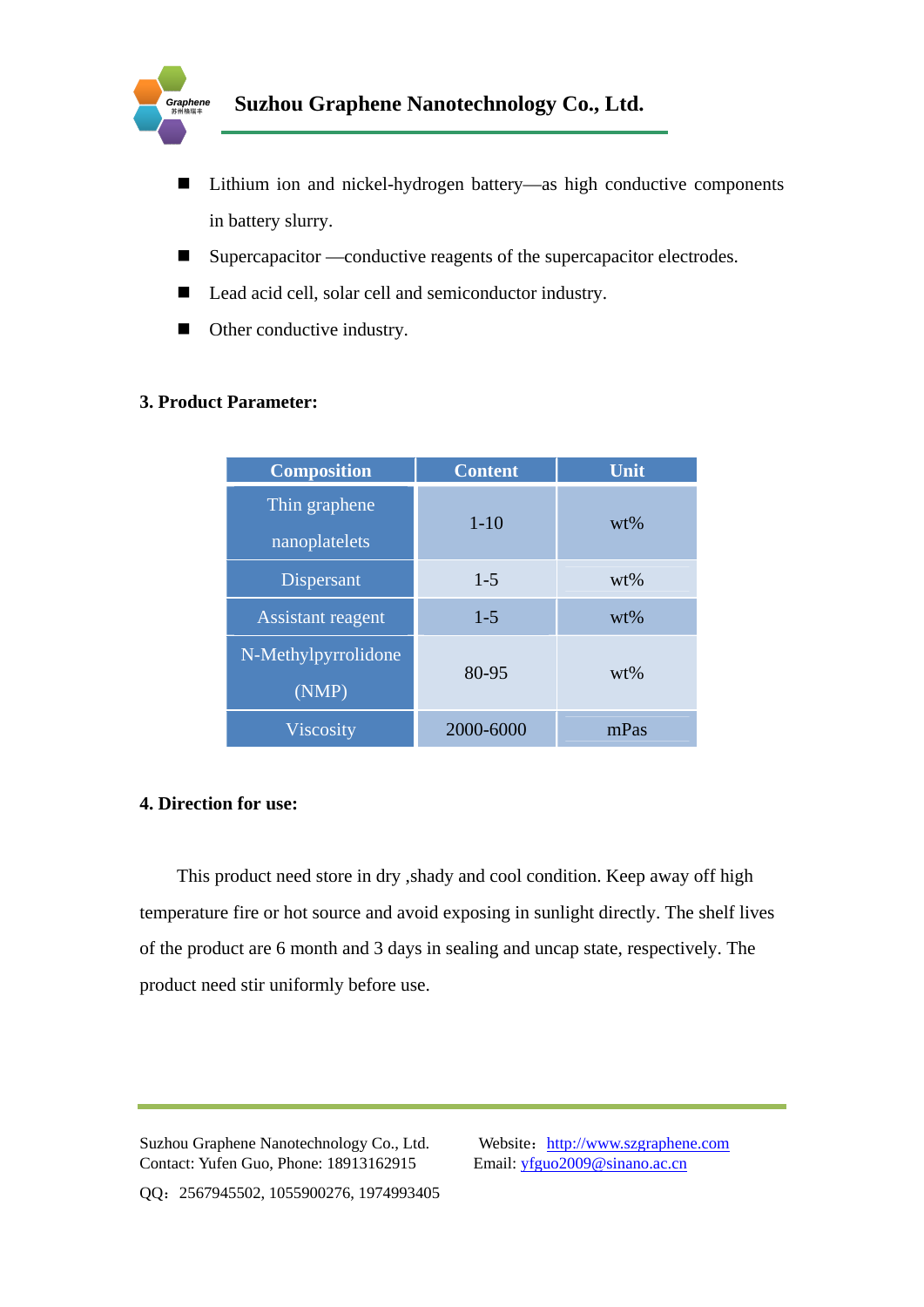- Lithium ion and nickel-hydrogen battery—as high conductive components in battery slurry.
- Supercapacitor —conductive reagents of the supercapacitor electrodes.
- Lead acid cell, solar cell and semiconductor industry.
- Other conductive industry.

**3. Product Parameter:**

| Composition | Content | Unit |
|---|---|---|
| Thin graphene nanoplatelets | 1-10 | wt% |
| Dispersant | 1-5 | wt% |
| Assistant reagent | 1-5 | wt% |
| N-Methylpyrrolidone (NMP) | 80-95 | wt% |
| Viscosity | 2000-6000 | mPas |

**4. Direction for use:**

This product need store in dry ,shady and cool condition. Keep away off high temperature fire or hot source and avoid exposing in sunlight directly. The shelf lives of the product are 6 month and 3 days in sealing and uncap state, respectively. The product need stir uniformly before use.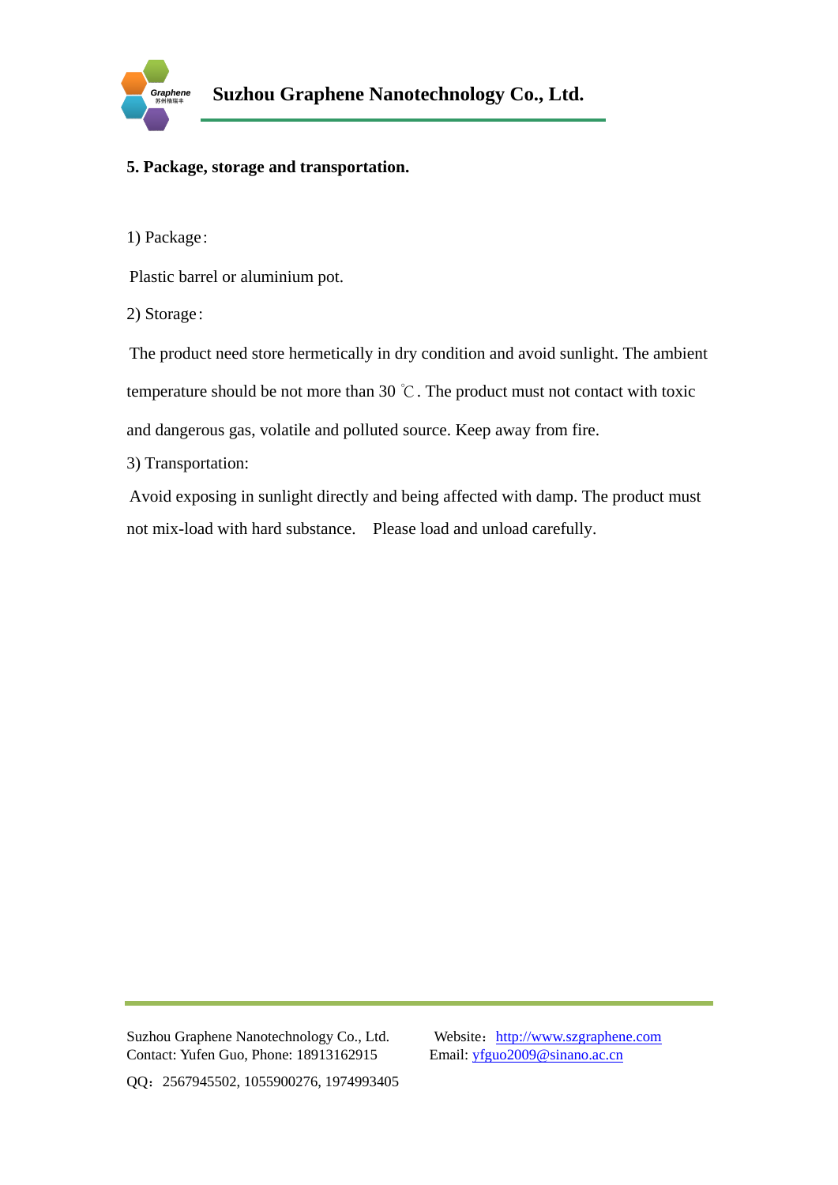## 5. Package, storage and transportation.

1) Package：

Plastic barrel or aluminium pot.

2) Storage：

The product need store hermetically in dry condition and avoid sunlight. The ambient temperature should be not more than 30 ℃. The product must not contact with toxic and dangerous gas, volatile and polluted source. Keep away from fire.

3) Transportation:

Avoid exposing in sunlight directly and being affected with damp. The product must not mix-load with hard substance. Please load and unload carefully.